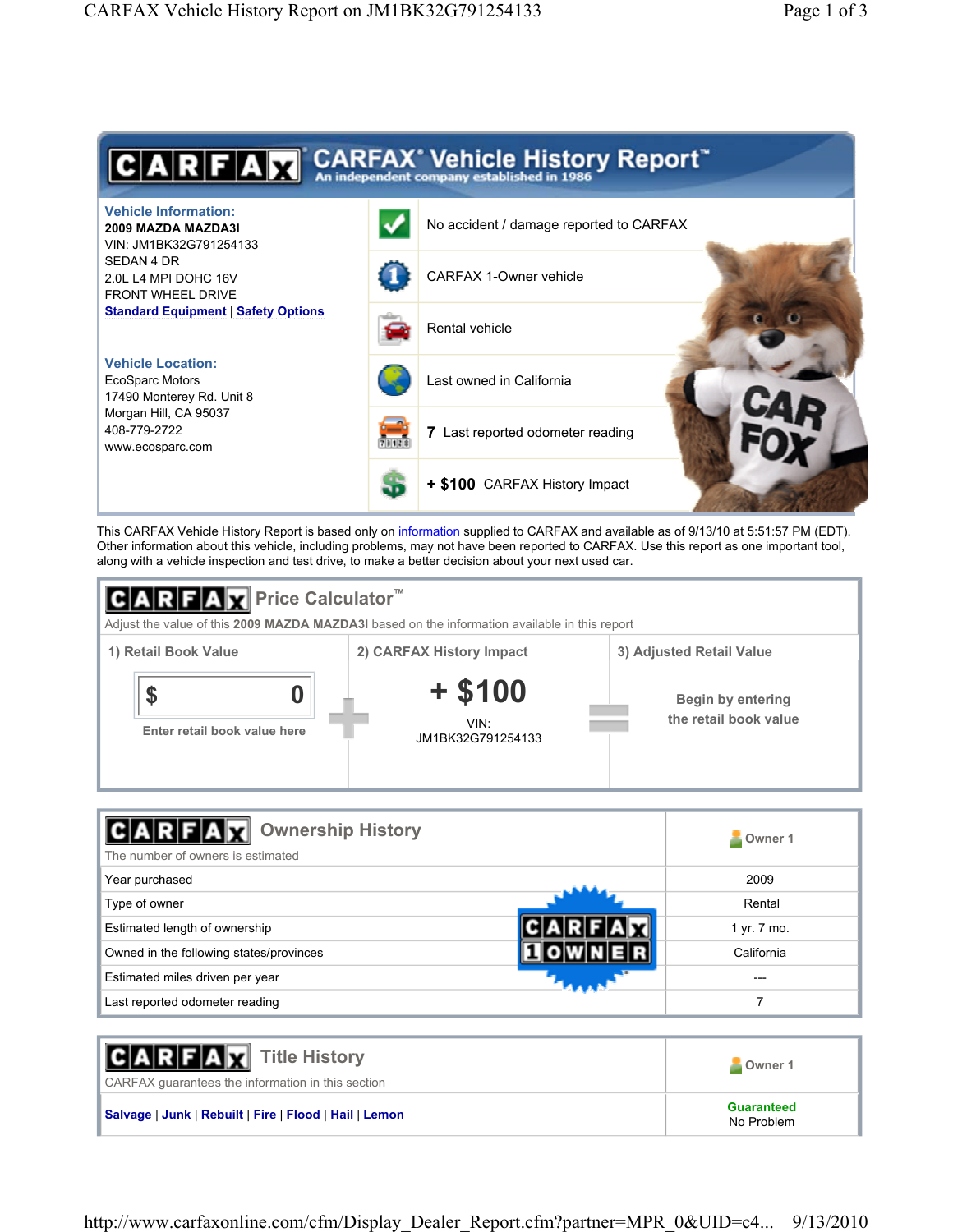# CARFAX Vehicle History Report™

An independent company established in 1986

**Vehicle Information:**
**2009 MAZDA MAZDA3I**
VIN: JM1BK32G791254133
SEDAN 4 DR
2.0L L4 MPI DOHC 16V
FRONT WHEEL DRIVE
Standard Equipment | Safety Options

**Vehicle Location:**
EcoSparc Motors
17490 Monterey Rd. Unit 8
Morgan Hill, CA 95037
408-779-2722
www.ecosparc.com

- No accident / damage reported to CARFAX
- CARFAX 1-Owner vehicle
- Rental vehicle
- Last owned in California
- **7** Last reported odometer reading
- **+ $100** CARFAX History Impact

This CARFAX Vehicle History Report is based only on information supplied to CARFAX and available as of 9/13/10 at 5:51:57 PM (EDT). Other information about this vehicle, including problems, may not have been reported to CARFAX. Use this report as one important tool, along with a vehicle inspection and test drive, to make a better decision about your next used car.

## CARFAX Price Calculator™

Adjust the value of this **2009 MAZDA MAZDA3I** based on the information available in this report

| 1) Retail Book Value | 2) CARFAX History Impact | 3) Adjusted Retail Value |
|---|---|---|
| $ 0<br>Enter retail book value here | **+ $100**<br>VIN: JM1BK32G791254133 | Begin by entering the retail book value |

## CARFAX Ownership History

The number of owners is estimated

| | Owner 1 |
|---|---|
| Year purchased | 2009 |
| Type of owner | Rental |
| Estimated length of ownership | 1 yr. 7 mo. |
| Owned in the following states/provinces | California |
| Estimated miles driven per year | --- |
| Last reported odometer reading | 7 |

CARFAX 1 OWNER

## CARFAX Title History

CARFAX guarantees the information in this section

| | Owner 1 |
|---|---|
| Salvage \| Junk \| Rebuilt \| Fire \| Flood \| Hail \| Lemon | **Guaranteed**<br>No Problem |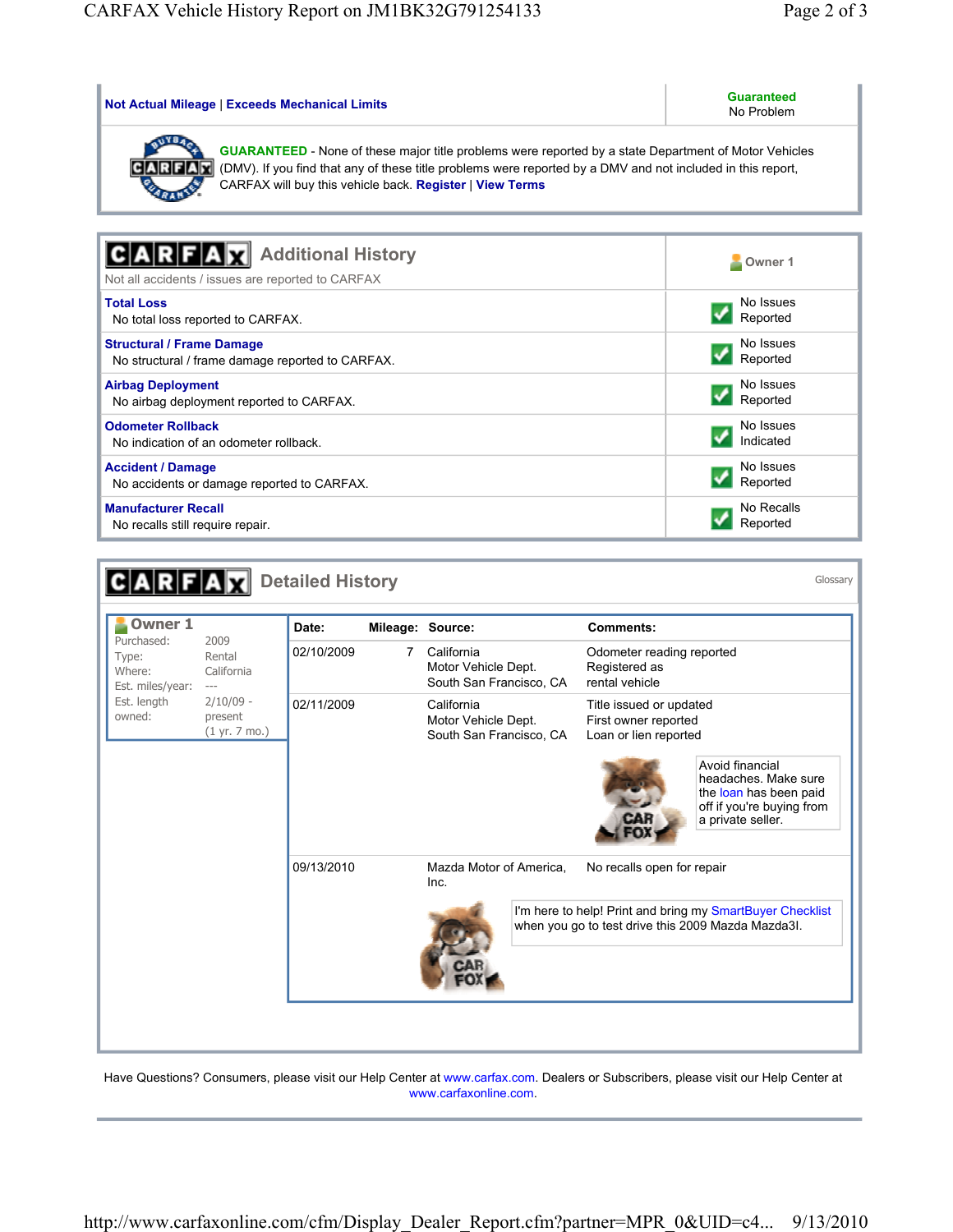| Not Actual Mileage \| Exceeds Mechanical Limits | Guaranteed No Problem |
|---|---|

**GUARANTEED** - None of these major title problems were reported by a state Department of Motor Vehicles (DMV). If you find that any of these title problems were reported by a DMV and not included in this report, CARFAX will buy this vehicle back. **Register** | **View Terms**

## CARFAX Additional History

Not all accidents / issues are reported to CARFAX

| | Owner 1 |
|---|---|
| **Total Loss**<br>No total loss reported to CARFAX. | No Issues Reported |
| **Structural / Frame Damage**<br>No structural / frame damage reported to CARFAX. | No Issues Reported |
| **Airbag Deployment**<br>No airbag deployment reported to CARFAX. | No Issues Reported |
| **Odometer Rollback**<br>No indication of an odometer rollback. | No Issues Indicated |
| **Accident / Damage**<br>No accidents or damage reported to CARFAX. | No Issues Reported |
| **Manufacturer Recall**<br>No recalls still require repair. | No Recalls Reported |

## CARFAX Detailed History

Glossary

**Owner 1**

| | |
|---|---|
| Purchased: | 2009 |
| Type: | Rental |
| Where: | California |
| Est. miles/year: | --- |
| Est. length owned: | 2/10/09 - present (1 yr. 7 mo.) |

| Date: | Mileage: | Source: | Comments: |
|---|---|---|---|
| 02/10/2009 | 7 | California Motor Vehicle Dept. South San Francisco, CA | Odometer reading reported<br>Registered as rental vehicle |
| 02/11/2009 | | California Motor Vehicle Dept. South San Francisco, CA | Title issued or updated<br>First owner reported<br>Loan or lien reported |
| 09/13/2010 | | Mazda Motor of America, Inc. | No recalls open for repair |

Avoid financial headaches. Make sure the loan has been paid off if you're buying from a private seller.

I'm here to help! Print and bring my SmartBuyer Checklist when you go to test drive this 2009 Mazda Mazda3I.

Have Questions? Consumers, please visit our Help Center at www.carfax.com. Dealers or Subscribers, please visit our Help Center at www.carfaxonline.com.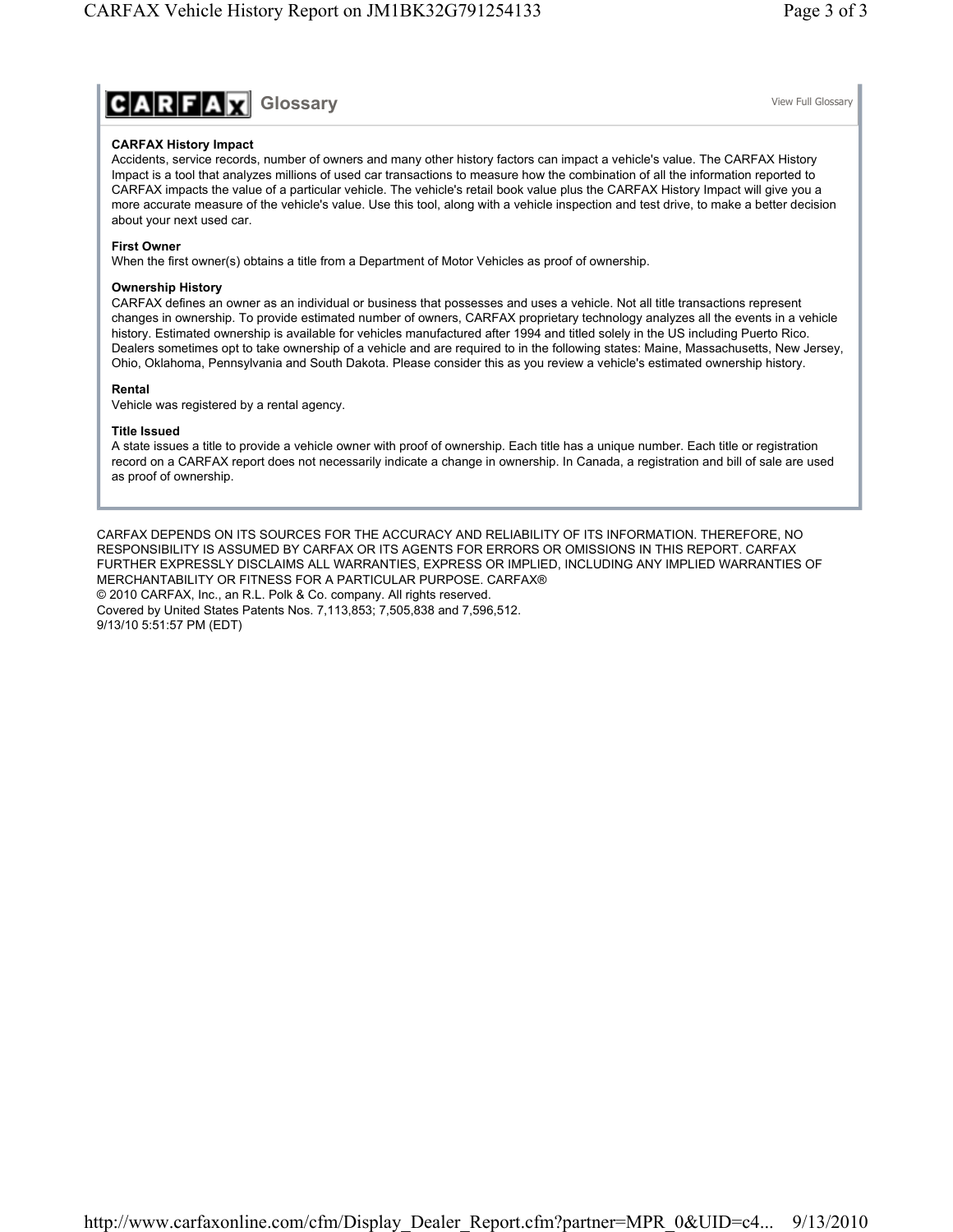## CARFAX Glossary

View Full Glossary

**CARFAX History Impact**
Accidents, service records, number of owners and many other history factors can impact a vehicle's value. The CARFAX History Impact is a tool that analyzes millions of used car transactions to measure how the combination of all the information reported to CARFAX impacts the value of a particular vehicle. The vehicle's retail book value plus the CARFAX History Impact will give you a more accurate measure of the vehicle's value. Use this tool, along with a vehicle inspection and test drive, to make a better decision about your next used car.

**First Owner**
When the first owner(s) obtains a title from a Department of Motor Vehicles as proof of ownership.

**Ownership History**
CARFAX defines an owner as an individual or business that possesses and uses a vehicle. Not all title transactions represent changes in ownership. To provide estimated number of owners, CARFAX proprietary technology analyzes all the events in a vehicle history. Estimated ownership is available for vehicles manufactured after 1994 and titled solely in the US including Puerto Rico. Dealers sometimes opt to take ownership of a vehicle and are required to in the following states: Maine, Massachusetts, New Jersey, Ohio, Oklahoma, Pennsylvania and South Dakota. Please consider this as you review a vehicle's estimated ownership history.

**Rental**
Vehicle was registered by a rental agency.

**Title Issued**
A state issues a title to provide a vehicle owner with proof of ownership. Each title has a unique number. Each title or registration record on a CARFAX report does not necessarily indicate a change in ownership. In Canada, a registration and bill of sale are used as proof of ownership.

CARFAX DEPENDS ON ITS SOURCES FOR THE ACCURACY AND RELIABILITY OF ITS INFORMATION. THEREFORE, NO RESPONSIBILITY IS ASSUMED BY CARFAX OR ITS AGENTS FOR ERRORS OR OMISSIONS IN THIS REPORT. CARFAX FURTHER EXPRESSLY DISCLAIMS ALL WARRANTIES, EXPRESS OR IMPLIED, INCLUDING ANY IMPLIED WARRANTIES OF MERCHANTABILITY OR FITNESS FOR A PARTICULAR PURPOSE. CARFAX®
© 2010 CARFAX, Inc., an R.L. Polk & Co. company. All rights reserved.
Covered by United States Patents Nos. 7,113,853; 7,505,838 and 7,596,512.
9/13/10 5:51:57 PM (EDT)